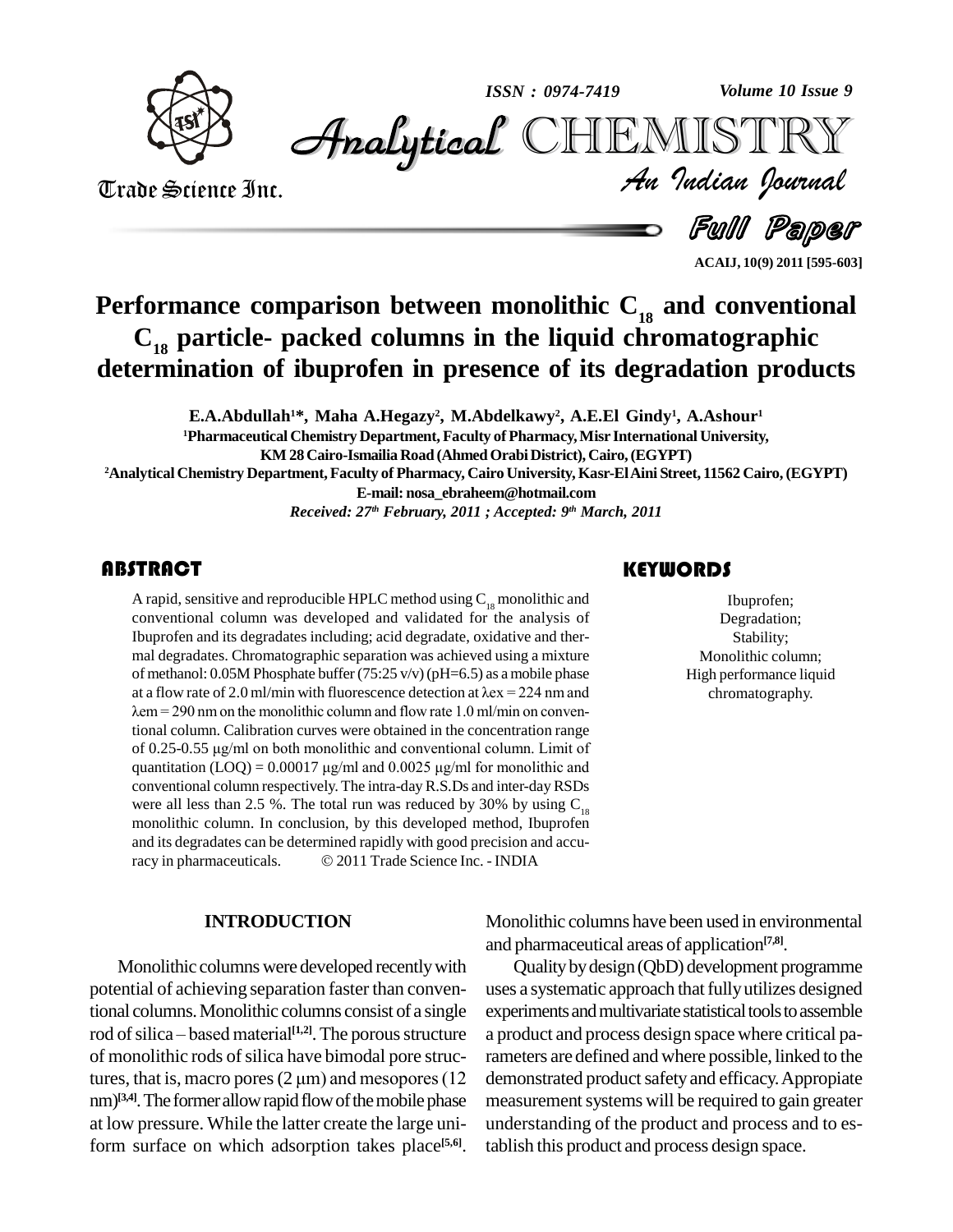# Performance comparison between monolithic $C_{18}$ and conventional $C_{18}$ particle- packed columns in the liquid chromatographic determination of ibuprofen in presence of its degradation products

**E.A.Abdullah[1]*, Maha A.Hegazy[2], M.Abdelkawy[2], A.E.El Gindy[1], A.Ashour[1]**

[1]Pharmaceutical Chemistry Department, Faculty of Pharmacy, Misr International University, KM 28 Cairo-Ismailia Road (Ahmed Orabi District), Cairo, (EGYPT)

[2]Analytical Chemistry Department, Faculty of Pharmacy, Cairo University, Kasr-El Aini Street, 11562 Cairo, (EGYPT)

E-mail: nosa_ebraheem@hotmail.com

*Received: 27th February, 2011 ; Accepted: 9th March, 2011*

## ABSTRACT

A rapid, sensitive and reproducible HPLC method using $C_{18}$ monolithic and conventional column was developed and validated for the analysis of Ibuprofen and its degradates including; acid degradate, oxidative and thermal degradates. Chromatographic separation was achieved using a mixture of methanol: 0.05M Phosphate buffer (75:25 v/v) (pH=6.5) as a mobile phase at a flow rate of 2.0 ml/min with fluorescence detection at $\lambda ex$ = 224 nm and $\lambda em$ = 290 nm on the monolithic column and flow rate 1.0 ml/min on conventional column. Calibration curves were obtained in the concentration range of 0.25-0.55 μg/ml on both monolithic and conventional column. Limit of quantitation (LOQ) = 0.00017 μg/ml and 0.0025 μg/ml for monolithic and conventional column respectively. The intra-day R.S.Ds and inter-day RSDs were all less than 2.5 %. The total run was reduced by 30% by using $C_{18}$ monolithic column. In conclusion, by this developed method, Ibuprofen and its degradates can be determined rapidly with good precision and accuracy in pharmaceuticals. © 2011 Trade Science Inc. - INDIA

## KEYWORDS

Ibuprofen;
Degradation;
Stability;
Monolithic column;
High performance liquid chromatography.

## INTRODUCTION

Monolithic columns were developed recently with potential of achieving separation faster than conventional columns. Monolithic columns consist of a single rod of silica – based material[1,2]. The porous structure of monolithic rods of silica have bimodal pore structures, that is, macro pores (2 μm) and mesopores (12 nm)[3,4]. The former allow rapid flow of the mobile phase at low pressure. While the latter create the large uniform surface on which adsorption takes place[5,6]. Monolithic columns have been used in environmental and pharmaceutical areas of application[7,8].

Quality by design (QbD) development programme uses a systematic approach that fully utilizes designed experiments and multivariate statistical tools to assemble a product and process design space where critical parameters are defined and where possible, linked to the demonstrated product safety and efficacy. Appropiate measurement systems will be required to gain greater understanding of the product and process and to establish this product and process design space.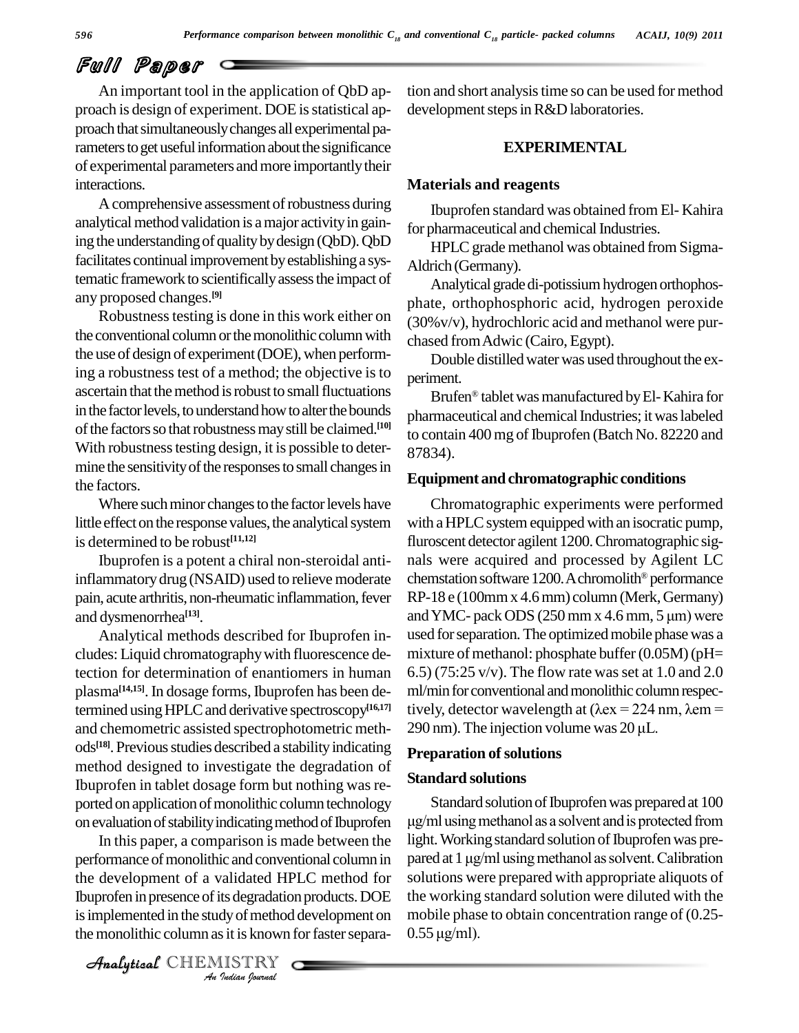An important tool in the application of QbD approach is design of experiment. DOE is statistical approach that simultaneously changes all experimental parameters to get useful information about the significance of experimental parameters and more importantly their interactions.

A comprehensive assessment of robustness during analytical method validation is a major activity in gaining the understanding of quality by design (QbD). QbD facilitates continual improvement by establishing a systematic framework to scientifically assess the impact of any proposed changes.[9]

Robustness testing is done in this work either on the conventional column or the monolithic column with the use of design of experiment (DOE), when performing a robustness test of a method; the objective is to ascertain that the method is robust to small fluctuations in the factor levels, to understand how to alter the bounds of the factors so that robustness may still be claimed.[10] With robustness testing design, it is possible to determine the sensitivity of the responses to small changes in the factors.

Where such minor changes to the factor levels have little effect on the response values, the analytical system is determined to be robust[11,12]

Ibuprofen is a potent a chiral non-steroidal anti-inflammatory drug (NSAID) used to relieve moderate pain, acute arthritis, non-rheumatic inflammation, fever and dysmenorrhea[13].

Analytical methods described for Ibuprofen includes: Liquid chromatography with fluorescence detection for determination of enantiomers in human plasma[14,15]. In dosage forms, Ibuprofen has been determined using HPLC and derivative spectroscopy[16,17] and chemometric assisted spectrophotometric methods[18]. Previous studies described a stability indicating method designed to investigate the degradation of Ibuprofen in tablet dosage form but nothing was reported on application of monolithic column technology on evaluation of stability indicating method of Ibuprofen

In this paper, a comparison is made between the performance of monolithic and conventional column in the development of a validated HPLC method for Ibuprofen in presence of its degradation products. DOE is implemented in the study of method development on the monolithic column as it is known for faster separation and short analysis time so can be used for method development steps in R&D laboratories.

## EXPERIMENTAL

### Materials and reagents

Ibuprofen standard was obtained from El- Kahira for pharmaceutical and chemical Industries.

HPLC grade methanol was obtained from Sigma-Aldrich (Germany).

Analytical grade di-potissium hydrogen orthophosphate, orthophosphoric acid, hydrogen peroxide (30%v/v), hydrochloric acid and methanol were purchased from Adwic (Cairo, Egypt).

Double distilled water was used throughout the experiment.

Brufen® tablet was manufactured by El- Kahira for pharmaceutical and chemical Industries; it was labeled to contain 400 mg of Ibuprofen (Batch No. 82220 and 87834).

### Equipment and chromatographic conditions

Chromatographic experiments were performed with a HPLC system equipped with an isocratic pump, fluroscent detector agilent 1200. Chromatographic signals were acquired and processed by Agilent LC chemstation software 1200. A chromolith® performance RP-18 e (100mm x 4.6 mm) column (Merk, Germany) and YMC- pack ODS (250 mm x 4.6 mm, 5 μm) were used for separation. The optimized mobile phase was a mixture of methanol: phosphate buffer (0.05M) (pH= 6.5) (75:25 v/v). The flow rate was set at 1.0 and 2.0 ml/min for conventional and monolithic column respectively, detector wavelength at ($\lambda ex$ = 224 nm, $\lambda em$ = 290 nm). The injection volume was 20 μL.

### Preparation of solutions

#### Standard solutions

Standard solution of Ibuprofen was prepared at 100 μg/ml using methanol as a solvent and is protected from light. Working standard solution of Ibuprofen was prepared at 1 μg/ml using methanol as solvent. Calibration solutions were prepared with appropriate aliquots of the working standard solution were diluted with the mobile phase to obtain concentration range of (0.25-0.55 μg/ml).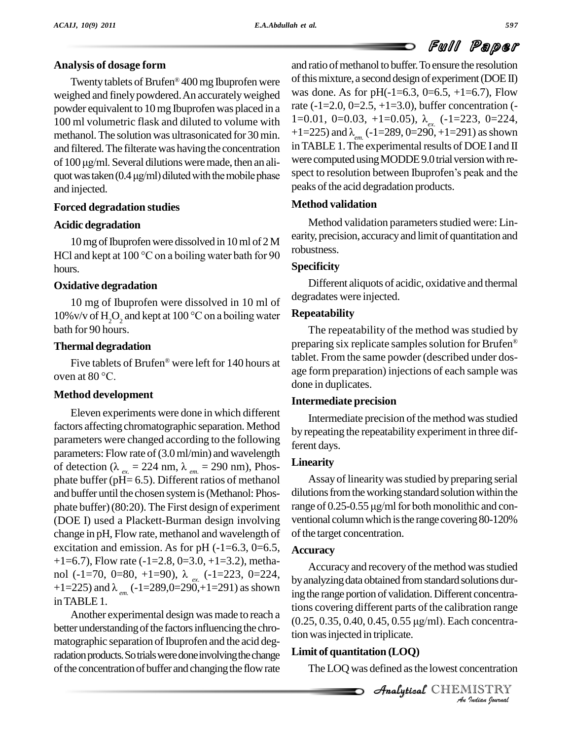### Analysis of dosage form

Twenty tablets of Brufen® 400 mg Ibuprofen were weighed and finely powdered. An accurately weighed powder equivalent to 10 mg Ibuprofen was placed in a 100 ml volumetric flask and diluted to volume with methanol. The solution was ultrasonicated for 30 min. and filtered. The filterate was having the concentration of 100 μg/ml. Several dilutions were made, then an aliquot was taken (0.4 μg/ml) diluted with the mobile phase and injected.

### Forced degradation studies

### Acidic degradation

10 mg of Ibuprofen were dissolved in 10 ml of 2 M HCl and kept at 100 °C on a boiling water bath for 90 hours.

### Oxidative degradation

10 mg of Ibuprofen were dissolved in 10 ml of 10%v/v of $H_2O_2$ and kept at 100 °C on a boiling water bath for 90 hours.

### Thermal degradation

Five tablets of Brufen® were left for 140 hours at oven at 80 °C.

### Method development

Eleven experiments were done in which different factors affecting chromatographic separation. Method parameters were changed according to the following parameters: Flow rate of (3.0 ml/min) and wavelength of detection ($\lambda_{ex.}$ = 224 nm, $\lambda_{em.}$ = 290 nm), Phosphate buffer (pH= 6.5). Different ratios of methanol and buffer until the chosen system is (Methanol: Phosphate buffer) (80:20). The First design of experiment (DOE I) used a Plackett-Burman design involving change in pH, Flow rate, methanol and wavelength of excitation and emission. As for pH (-1=6.3, 0=6.5, +1=6.7), Flow rate (-1=2.8, 0=3.0, +1=3.2), methanol (-1=70, 0=80, +1=90), $\lambda_{ex.}$ (-1=223, 0=224, +1=225) and $\lambda_{em.}$ (-1=289,0=290,+1=291) as shown in TABLE 1.

Another experimental design was made to reach a better understanding of the factors influencing the chromatographic separation of Ibuprofen and the acid degradation products. So trials were done involving the change of the concentration of buffer and changing the flow rate and ratio of methanol to buffer. To ensure the resolution of this mixture, a second design of experiment (DOE II) was done. As for pH(-1=6.3, 0=6.5, +1=6.7), Flow rate (-1=2.0, 0=2.5, +1=3.0), buffer concentration (-1=0.01, 0=0.03, +1=0.05), $\lambda_{ex.}$ (-1=223, 0=224, +1=225) and $\lambda_{em.}$ (-1=289, 0=290, +1=291) as shown in TABLE 1. The experimental results of DOE I and II were computed using MODDE 9.0 trial version with respect to resolution between Ibuprofen's peak and the peaks of the acid degradation products.

### Method validation

Method validation parameters studied were: Linearity, precision, accuracy and limit of quantitation and robustness.

### Specificity

Different aliquots of acidic, oxidative and thermal degradates were injected.

### Repeatability

The repeatability of the method was studied by preparing six replicate samples solution for Brufen® tablet. From the same powder (described under dosage form preparation) injections of each sample was done in duplicates.

### Intermediate precision

Intermediate precision of the method was studied by repeating the repeatability experiment in three different days.

### Linearity

Assay of linearity was studied by preparing serial dilutions from the working standard solution within the range of 0.25-0.55 μg/ml for both monolithic and conventional column which is the range covering 80-120% of the target concentration.

### Accuracy

Accuracy and recovery of the method was studied by analyzing data obtained from standard solutions during the range portion of validation. Different concentrations covering different parts of the calibration range (0.25, 0.35, 0.40, 0.45, 0.55 μg/ml). Each concentration was injected in triplicate.

### Limit of quantitation (LOQ)

The LOQ was defined as the lowest concentration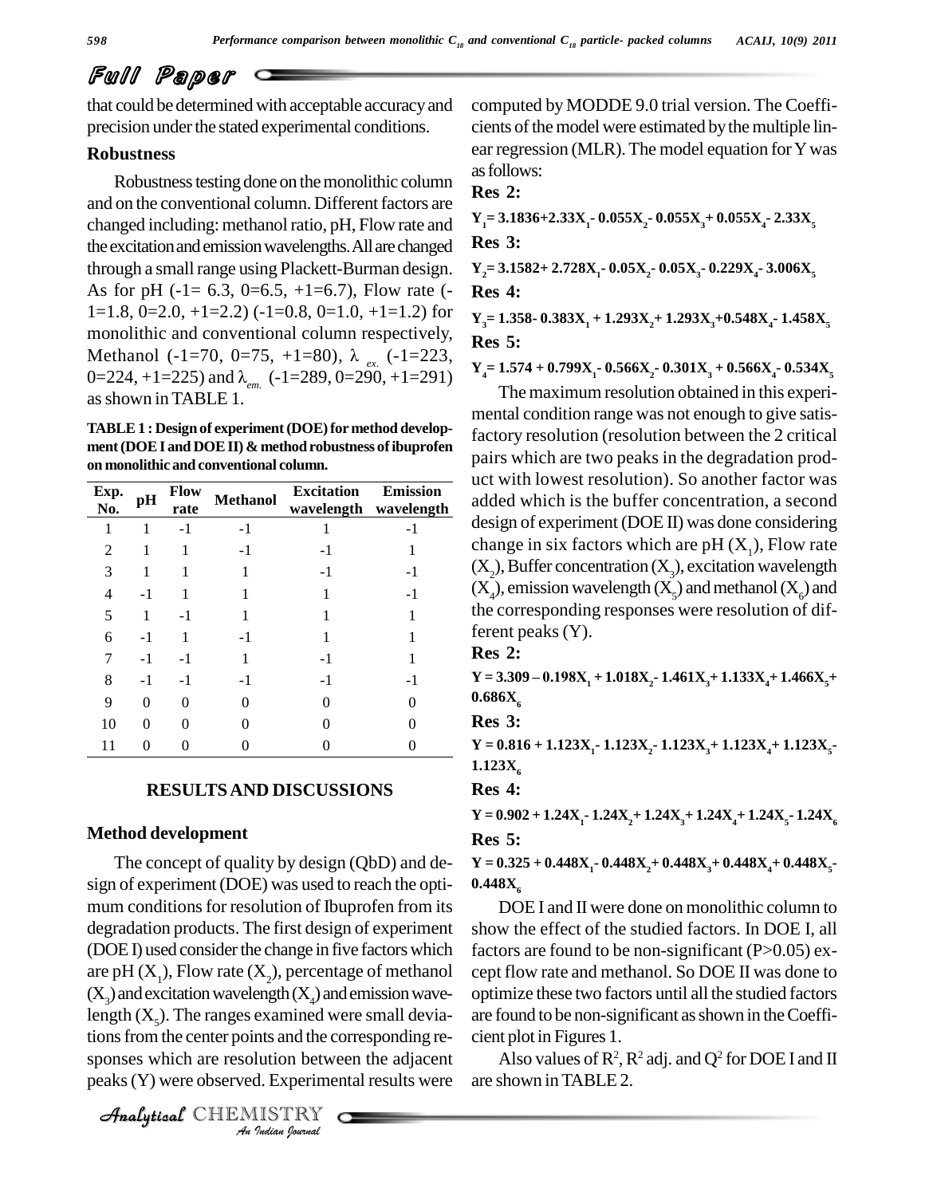that could be determined with acceptable accuracy and precision under the stated experimental conditions.

### Robustness

Robustness testing done on the monolithic column and on the conventional column. Different factors are changed including: methanol ratio, pH, Flow rate and the excitation and emission wavelengths. All are changed through a small range using Plackett-Burman design. As for pH (-1= 6.3, 0=6.5, +1=6.7), Flow rate (-1=1.8, 0=2.0, +1=2.2) (-1=0.8, 0=1.0, +1=1.2) for monolithic and conventional column respectively, Methanol (-1=70, 0=75, +1=80), $\lambda_{ex.}$ (-1=223, 0=224, +1=225) and $\lambda_{em.}$ (-1=289, 0=290, +1=291) as shown in TABLE 1.

**TABLE 1 : Design of experiment (DOE) for method development (DOE I and DOE II) & method robustness of ibuprofen on monolithic and conventional column.**

| Exp. No. | pH | Flow rate | Methanol | Excitation wavelength | Emission wavelength |
|---|---|---|---|---|---|
| 1 | 1 | -1 | -1 | 1 | -1 |
| 2 | 1 | 1 | -1 | -1 | 1 |
| 3 | 1 | 1 | 1 | -1 | -1 |
| 4 | -1 | 1 | 1 | 1 | -1 |
| 5 | 1 | -1 | 1 | 1 | 1 |
| 6 | -1 | 1 | -1 | 1 | 1 |
| 7 | -1 | -1 | 1 | -1 | 1 |
| 8 | -1 | -1 | -1 | -1 | -1 |
| 9 | 0 | 0 | 0 | 0 | 0 |
| 10 | 0 | 0 | 0 | 0 | 0 |
| 11 | 0 | 0 | 0 | 0 | 0 |

## RESULTS AND DISCUSSIONS

### Method development

The concept of quality by design (QbD) and design of experiment (DOE) was used to reach the optimum conditions for resolution of Ibuprofen from its degradation products. The first design of experiment (DOE I) used consider the change in five factors which are pH ($X_1$), Flow rate ($X_2$), percentage of methanol ($X_3$) and excitation wavelength ($X_4$) and emission wavelength ($X_5$). The ranges examined were small deviations from the center points and the corresponding responses which are resolution between the adjacent peaks (Y) were observed. Experimental results were computed by MODDE 9.0 trial version. The Coefficients of the model were estimated by the multiple linear regression (MLR). The model equation for Y was as follows:

**Res 2:**

$$Y_1 = 3.1836 + 2.33X_1 - 0.055X_2 - 0.055X_3 + 0.055X_4 - 2.33X_5$$

**Res 3:**

$$Y_2 = 3.1582 + 2.728X_1 - 0.05X_2 - 0.05X_3 - 0.229X_4 - 3.006X_5$$

**Res 4:**

$$Y_3 = 1.358 - 0.383X_1 + 1.293X_2 + 1.293X_3 + 0.548X_4 - 1.458X_5$$

**Res 5:**

$$Y_4 = 1.574 + 0.799X_1 - 0.566X_2 - 0.301X_3 + 0.566X_4 - 0.534X_5$$

The maximum resolution obtained in this experimental condition range was not enough to give satisfactory resolution (resolution between the 2 critical pairs which are two peaks in the degradation product with lowest resolution). So another factor was added which is the buffer concentration, a second design of experiment (DOE II) was done considering change in six factors which are pH ($X_1$), Flow rate ($X_2$), Buffer concentration ($X_3$), excitation wavelength ($X_4$), emission wavelength ($X_5$) and methanol ($X_6$) and the corresponding responses were resolution of different peaks (Y).

**Res 2:**

$$Y = 3.309 - 0.198X_1 + 1.018X_2 - 1.461X_3 + 1.133X_4 + 1.466X_5 + 0.686X_6$$

**Res 3:**

$$Y = 0.816 + 1.123X_1 - 1.123X_2 - 1.123X_3 + 1.123X_4 + 1.123X_5 - 1.123X_6$$

**Res 4:**

$$Y = 0.902 + 1.24X_1 - 1.24X_2 + 1.24X_3 + 1.24X_4 + 1.24X_5 - 1.24X_6$$

**Res 5:**

$$Y = 0.325 + 0.448X_1 - 0.448X_2 + 0.448X_3 + 0.448X_4 + 0.448X_5 - 0.448X_6$$

DOE I and II were done on monolithic column to show the effect of the studied factors. In DOE I, all factors are found to be non-significant ($P>0.05$) except flow rate and methanol. So DOE II was done to optimize these two factors until all the studied factors are found to be non-significant as shown in the Coefficient plot in Figures 1.

Also values of $R^2$, $R^2$ adj. and $Q^2$ for DOE I and II are shown in TABLE 2.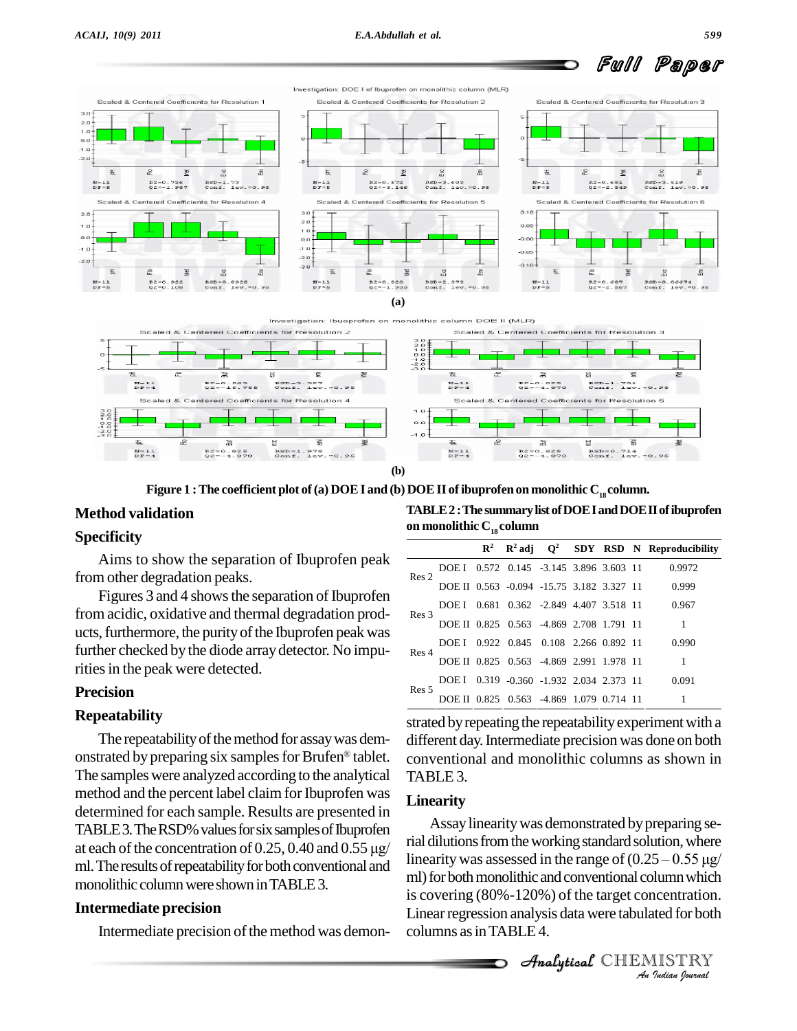Figure 1 : The coefficient plot of (a) DOE I and (b) DOE II of ibuprofen on monolithic $C_{18}$ column.

## Method validation

### Specificity

Aims to show the separation of Ibuprofen peak from other degradation peaks.

Figures 3 and 4 shows the separation of Ibuprofen from acidic, oxidative and thermal degradation products, furthermore, the purity of the Ibuprofen peak was further checked by the diode array detector. No impurities in the peak were detected.

### Precision

### Repeatability

The repeatability of the method for assay was demonstrated by preparing six samples for Brufen® tablet. The samples were analyzed according to the analytical method and the percent label claim for Ibuprofen was determined for each sample. Results are presented in TABLE 3. The RSD% values for six samples of Ibuprofen at each of the concentration of 0.25, 0.40 and 0.55 μg/ml. The results of repeatability for both conventional and monolithic column were shown in TABLE 3.

### Intermediate precision

Intermediate precision of the method was demonstrated by repeating the repeatability experiment with a different day. Intermediate precision was done on both conventional and monolithic columns as shown in TABLE 3.

**TABLE 2 : The summary list of DOE I and DOE II of ibuprofen on monolithic $C_{18}$ column**

| | | $R^2$ | $R^2$ adj | $Q^2$ | SDY | RSD | N | Reproducibility |
|---|---|---|---|---|---|---|---|---|
| Res 2 | DOE I | 0.572 | 0.145 | -3.145 | 3.896 | 3.603 | 11 | 0.9972 |
| | DOE II | 0.563 | -0.094 | -15.75 | 3.182 | 3.327 | 11 | 0.999 |
| Res 3 | DOE I | 0.681 | 0.362 | -2.849 | 4.407 | 3.518 | 11 | 0.967 |
| | DOE II | 0.825 | 0.563 | -4.869 | 2.708 | 1.791 | 11 | 1 |
| Res 4 | DOE I | 0.922 | 0.845 | 0.108 | 2.266 | 0.892 | 11 | 0.990 |
| | DOE II | 0.825 | 0.563 | -4.869 | 2.991 | 1.978 | 11 | 1 |
| Res 5 | DOE I | 0.319 | -0.360 | -1.932 | 2.034 | 2.373 | 11 | 0.091 |
| | DOE II | 0.825 | 0.563 | -4.869 | 1.079 | 0.714 | 11 | 1 |

### Linearity

Assay linearity was demonstrated by preparing serial dilutions from the working standard solution, where linearity was assessed in the range of (0.25 – 0.55 μg/ml) for both monolithic and conventional column which is covering (80%-120%) of the target concentration. Linear regression analysis data were tabulated for both columns as in TABLE 4.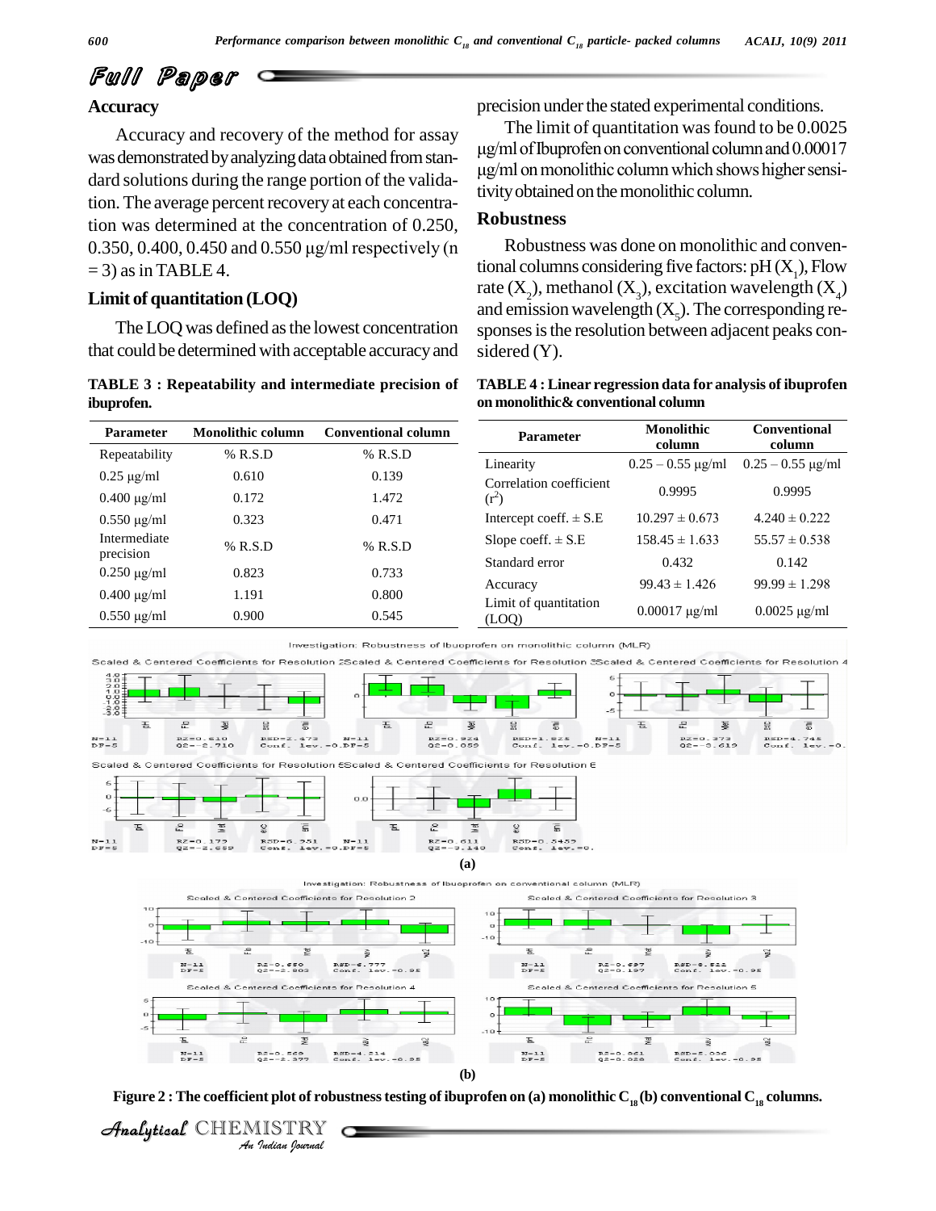## Accuracy

Accuracy and recovery of the method for assay was demonstrated by analyzing data obtained from standard solutions during the range portion of the validation. The average percent recovery at each concentration was determined at the concentration of 0.250, 0.350, 0.400, 0.450 and 0.550 μg/ml respectively (n = 3) as in TABLE 4.

## Limit of quantitation (LOQ)

The LOQ was defined as the lowest concentration that could be determined with acceptable accuracy and precision under the stated experimental conditions.

The limit of quantitation was found to be 0.0025 μg/ml of Ibuprofen on conventional column and 0.00017 μg/ml on monolithic column which shows higher sensitivity obtained on the monolithic column.

## Robustness

Robustness was done on monolithic and conventional columns considering five factors: pH ($X_1$), Flow rate ($X_2$), methanol ($X_3$), excitation wavelength ($X_4$) and emission wavelength ($X_5$). The corresponding responses is the resolution between adjacent peaks considered (Y).

**TABLE 3 : Repeatability and intermediate precision of ibuprofen.**

| Parameter | Monolithic column | Conventional column |
|---|---|---|
| Repeatability | % R.S.D | % R.S.D |
| 0.25 μg/ml | 0.610 | 0.139 |
| 0.400 μg/ml | 0.172 | 1.472 |
| 0.550 μg/ml | 0.323 | 0.471 |
| Intermediate precision | % R.S.D | % R.S.D |
| 0.250 μg/ml | 0.823 | 0.733 |
| 0.400 μg/ml | 1.191 | 0.800 |
| 0.550 μg/ml | 0.900 | 0.545 |

**TABLE 4 : Linear regression data for analysis of ibuprofen on monolithic& conventional column**

| Parameter | Monolithic column | Conventional column |
|---|---|---|
| Linearity | 0.25 – 0.55 μg/ml | 0.25 – 0.55 μg/ml |
| Correlation coefficient ($r^2$) | 0.9995 | 0.9995 |
| Intercept coeff. ± S.E | 10.297 ± 0.673 | 4.240 ± 0.222 |
| Slope coeff. ± S.E | 158.45 ± 1.633 | 55.57 ± 0.538 |
| Standard error | 0.432 | 0.142 |
| Accuracy | 99.43 ± 1.426 | 99.99 ± 1.298 |
| Limit of quantitation (LOQ) | 0.00017 μg/ml | 0.0025 μg/ml |

(a)

(b)

**Figure 2 : The coefficient plot of robustness testing of ibuprofen on (a) monolithic $C_{18}$ (b) conventional $C_{18}$ columns.**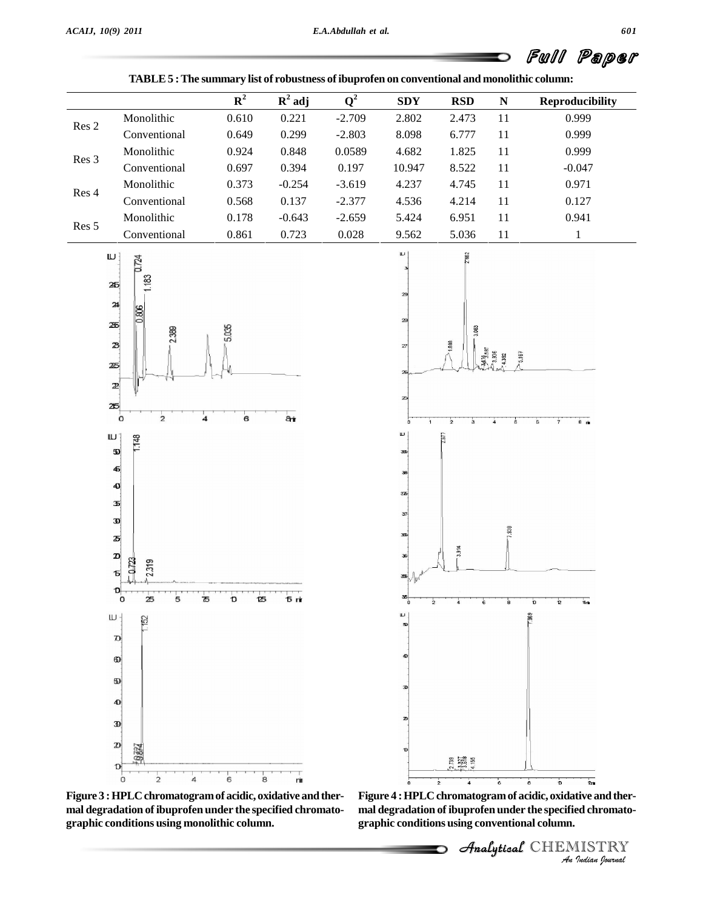**TABLE 5 : The summary list of robustness of ibuprofen on conventional and monolithic column:**

| | | $R^2$ | $R^2$ adj | $Q^2$ | SDY | RSD | N | Reproducibility |
|---|---|---|---|---|---|---|---|---|
| Res 2 | Monolithic | 0.610 | 0.221 | -2.709 | 2.802 | 2.473 | 11 | 0.999 |
| | Conventional | 0.649 | 0.299 | -2.803 | 8.098 | 6.777 | 11 | 0.999 |
| Res 3 | Monolithic | 0.924 | 0.848 | 0.0589 | 4.682 | 1.825 | 11 | 0.999 |
| | Conventional | 0.697 | 0.394 | 0.197 | 10.947 | 8.522 | 11 | -0.047 |
| Res 4 | Monolithic | 0.373 | -0.254 | -3.619 | 4.237 | 4.745 | 11 | 0.971 |
| | Conventional | 0.568 | 0.137 | -2.377 | 4.536 | 4.214 | 11 | 0.127 |
| Res 5 | Monolithic | 0.178 | -0.643 | -2.659 | 5.424 | 6.951 | 11 | 0.941 |
| | Conventional | 0.861 | 0.723 | 0.028 | 9.562 | 5.036 | 11 | 1 |

**Figure 3 : HPLC chromatogram of acidic, oxidative and thermal degradation of ibuprofen under the specified chromatographic conditions using monolithic column.**

**Figure 4 : HPLC chromatogram of acidic, oxidative and thermal degradation of ibuprofen under the specified chromatographic conditions using conventional column.**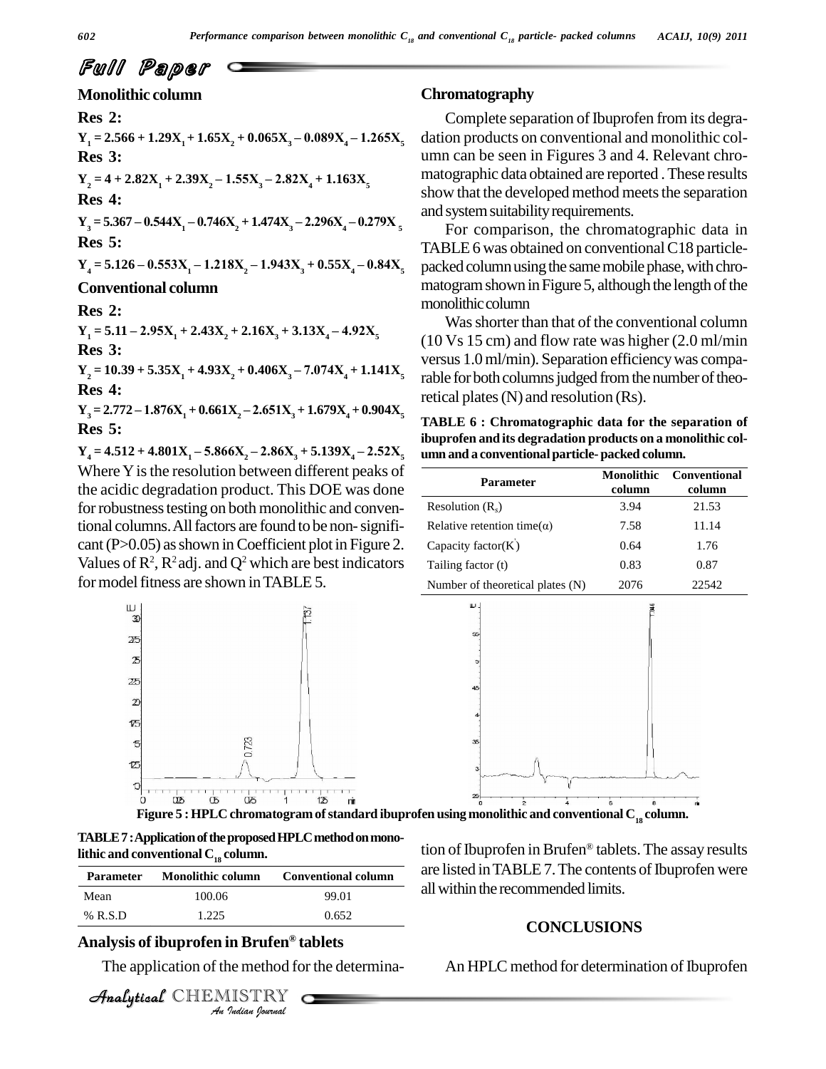## Monolithic column

**Res 2:**

$$Y_1 = 2.566 + 1.29X_1 + 1.65X_2 + 0.065X_3 - 0.089X_4 - 1.265X_5$$

**Res 3:**

$$Y_2 = 4 + 2.82X_1 + 2.39X_2 - 1.55X_3 - 2.82X_4 + 1.163X_5$$

**Res 4:**

$$Y_3 = 5.367 - 0.544X_1 - 0.746X_2 + 1.474X_3 - 2.296X_4 - 0.279X_5$$

**Res 5:**

$$Y_4 = 5.126 - 0.553X_1 - 1.218X_2 - 1.943X_3 + 0.55X_4 - 0.84X_5$$

## Conventional column

**Res 2:**

$$Y_1 = 5.11 - 2.95X_1 + 2.43X_2 + 2.16X_3 + 3.13X_4 - 4.92X_5$$

**Res 3:**

$$Y_2 = 10.39 + 5.35X_1 + 4.93X_2 + 0.406X_3 - 7.074X_4 + 1.141X_5$$

**Res 4:**

$$Y_3 = 2.772 - 1.876X_1 + 0.661X_2 - 2.651X_3 + 1.679X_4 + 0.904X_5$$

**Res 5:**

$$Y_4 = 4.512 + 4.801X_1 - 5.866X_2 - 2.86X_3 + 5.139X_4 - 2.52X_5$$

Where Y is the resolution between different peaks of the acidic degradation product. This DOE was done for robustness testing on both monolithic and conventional columns. All factors are found to be non-significant ($P>0.05$) as shown in Coefficient plot in Figure 2. Values of $R^2$, $R^2$adj. and $Q^2$ which are best indicators for model fitness are shown in TABLE 5.

## Chromatography

Complete separation of Ibuprofen from its degradation products on conventional and monolithic column can be seen in Figures 3 and 4. Relevant chromatographic data obtained are reported . These results show that the developed method meets the separation and system suitability requirements.

For comparison, the chromatographic data in TABLE 6 was obtained on conventional C18 particle-packed column using the same mobile phase, with chromatogram shown in Figure 5, although the length of the monolithic column

Was shorter than that of the conventional column (10 Vs 15 cm) and flow rate was higher (2.0 ml/min versus 1.0 ml/min). Separation efficiency was comparable for both columns judged from the number of theoretical plates (N) and resolution (Rs).

**TABLE 6 : Chromatographic data for the separation of ibuprofen and its degradation products on a monolithic column and a conventional particle-packed column.**

| Parameter | Monolithic column | Conventional column |
|---|---|---|
| Resolution ($R_s$) | 3.94 | 21.53 |
| Relative retention time($\alpha$) | 7.58 | 11.14 |
| Capacity factor($K'$) | 0.64 | 1.76 |
| Tailing factor (t) | 0.83 | 0.87 |
| Number of theoretical plates (N) | 2076 | 22542 |

**Figure 5 : HPLC chromatogram of standard ibuprofen using monolithic and conventional $C_{18}$ column.**

**TABLE 7 : Application of the proposed HPLC method on monolithic and conventional $C_{18}$ column.**

| Parameter | Monolithic column | Conventional column |
|---|---|---|
| Mean | 100.06 | 99.01 |
| % R.S.D | 1.225 | 0.652 |

## Analysis of ibuprofen in Brufen® tablets

The application of the method for the determination of Ibuprofen in Brufen® tablets. The assay results are listed in TABLE 7. The contents of Ibuprofen were all within the recommended limits.

## CONCLUSIONS

An HPLC method for determination of Ibuprofen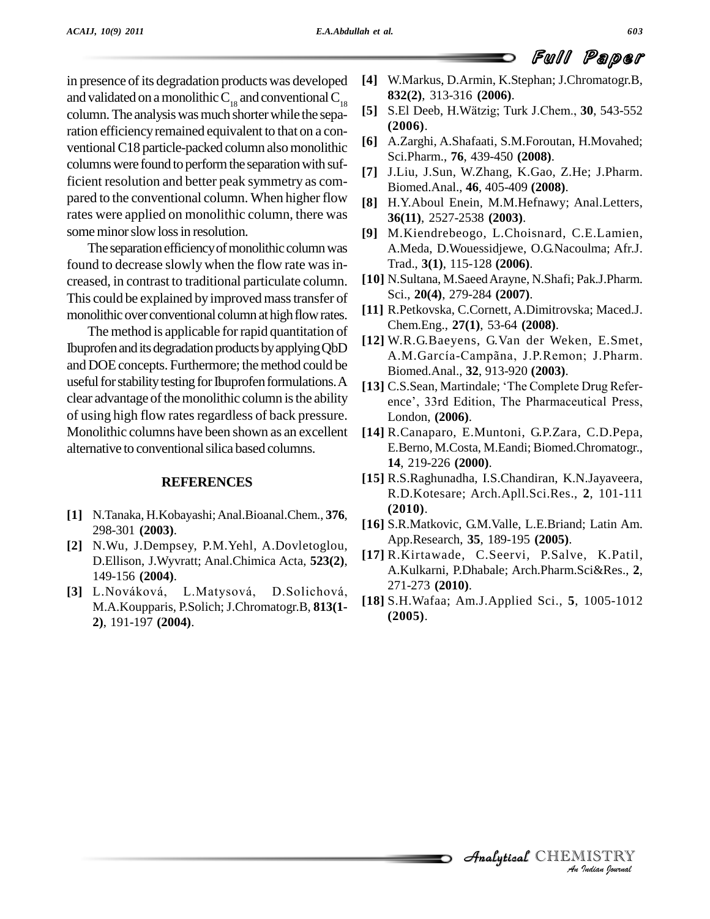in presence of its degradation products was developed and validated on a monolithic $C_{18}$ and conventional $C_{18}$ column. The analysis was much shorter while the separation efficiency remained equivalent to that on a conventional C18 particle-packed column also monolithic columns were found to perform the separation with sufficient resolution and better peak symmetry as compared to the conventional column. When higher flow rates were applied on monolithic column, there was some minor slow loss in resolution.

The separation efficiency of monolithic column was found to decrease slowly when the flow rate was increased, in contrast to traditional particulate column. This could be explained by improved mass transfer of monolithic over conventional column at high flow rates.

The method is applicable for rapid quantitation of Ibuprofen and its degradation products by applying QbD and DOE concepts. Furthermore; the method could be useful for stability testing for Ibuprofen formulations. A clear advantage of the monolithic column is the ability of using high flow rates regardless of back pressure. Monolithic columns have been shown as an excellent alternative to conventional silica based columns.

## REFERENCES

**[1]** N.Tanaka, H.Kobayashi; Anal.Bioanal.Chem., **376**, 298-301 **(2003)**.

**[2]** N.Wu, J.Dempsey, P.M.Yehl, A.Dovletoglou, D.Ellison, J.Wyvratt; Anal.Chimica Acta, **523(2)**, 149-156 **(2004)**.

**[3]** L.Nováková, L.Matysová, D.Solichová, M.A.Koupparis, P.Solich; J.Chromatogr.B, **813(1-2)**, 191-197 **(2004)**.

**[4]** W.Markus, D.Armin, K.Stephan; J.Chromatogr.B, **832(2)**, 313-316 **(2006)**.

**[5]** S.El Deeb, H.Wätzig; Turk J.Chem., **30**, 543-552 **(2006)**.

**[6]** A.Zarghi, A.Shafaati, S.M.Foroutan, H.Movahed; Sci.Pharm., **76**, 439-450 **(2008)**.

**[7]** J.Liu, J.Sun, W.Zhang, K.Gao, Z.He; J.Pharm. Biomed.Anal., **46**, 405-409 **(2008)**.

**[8]** H.Y.Aboul Enein, M.M.Hefnawy; Anal.Letters, **36(11)**, 2527-2538 **(2003)**.

**[9]** M.Kiendrebeogo, L.Choisnard, C.E.Lamien, A.Meda, D.Wouessidjewe, O.G.Nacoulma; Afr.J. Trad., **3(1)**, 115-128 **(2006)**.

**[10]** N.Sultana, M.Saeed Arayne, N.Shafi; Pak.J.Pharm. Sci., **20(4)**, 279-284 **(2007)**.

**[11]** R.Petkovska, C.Cornett, A.Dimitrovska; Maced.J. Chem.Eng., **27(1)**, 53-64 **(2008)**.

**[12]** W.R.G.Baeyens, G.Van der Weken, E.Smet, A.M.García-Campãna, J.P.Remon; J.Pharm. Biomed.Anal., **32**, 913-920 **(2003)**.

**[13]** C.S.Sean, Martindale; 'The Complete Drug Reference', 33rd Edition, The Pharmaceutical Press, London, **(2006)**.

**[14]** R.Canaparo, E.Muntoni, G.P.Zara, C.D.Pepa, E.Berno, M.Costa, M.Eandi; Biomed.Chromatogr., **14**, 219-226 **(2000)**.

**[15]** R.S.Raghunadha, I.S.Chandiran, K.N.Jayaveera, R.D.Kotesare; Arch.Apll.Sci.Res., **2**, 101-111 **(2010)**.

**[16]** S.R.Matkovic, G.M.Valle, L.E.Briand; Latin Am. App.Research, **35**, 189-195 **(2005)**.

**[17]** R.Kirtawade, C.Seervi, P.Salve, K.Patil, A.Kulkarni, P.Dhabale; Arch.Pharm.Sci&Res., **2**, 271-273 **(2010)**.

**[18]** S.H.Wafaa; Am.J.Applied Sci., **5**, 1005-1012 **(2005)**.